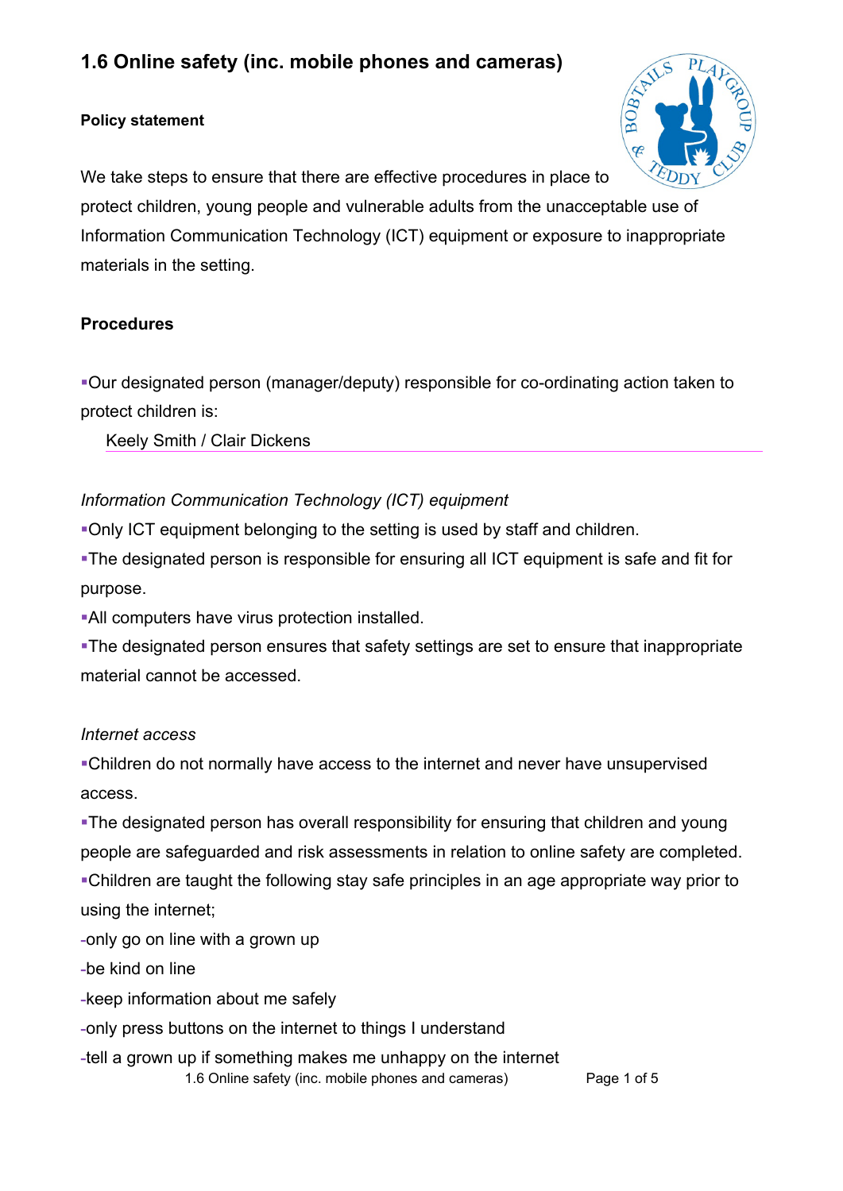# 1.6 Online safety (inc. mobile phones and cameras)

**Policy statement**

We take steps to ensure that there are effective procedures in place to protect children, young people and vulnerable adults from the unacceptable use of Information Communication Technology (ICT) equipment or exposure to inappropriate materials in the setting.

**Procedures**

- Our designated person (manager/deputy) responsible for co-ordinating action taken to protect children is:

  Keely Smith / Clair Dickens

*Information Communication Technology (ICT) equipment*

- Only ICT equipment belonging to the setting is used by staff and children.
- The designated person is responsible for ensuring all ICT equipment is safe and fit for purpose.
- All computers have virus protection installed.
- The designated person ensures that safety settings are set to ensure that inappropriate material cannot be accessed.

*Internet access*

- Children do not normally have access to the internet and never have unsupervised access.
- The designated person has overall responsibility for ensuring that children and young people are safeguarded and risk assessments in relation to online safety are completed.
- Children are taught the following stay safe principles in an age appropriate way prior to using the internet;

-only go on line with a grown up

-be kind on line

-keep information about me safely

-only press buttons on the internet to things I understand

-tell a grown up if something makes me unhappy on the internet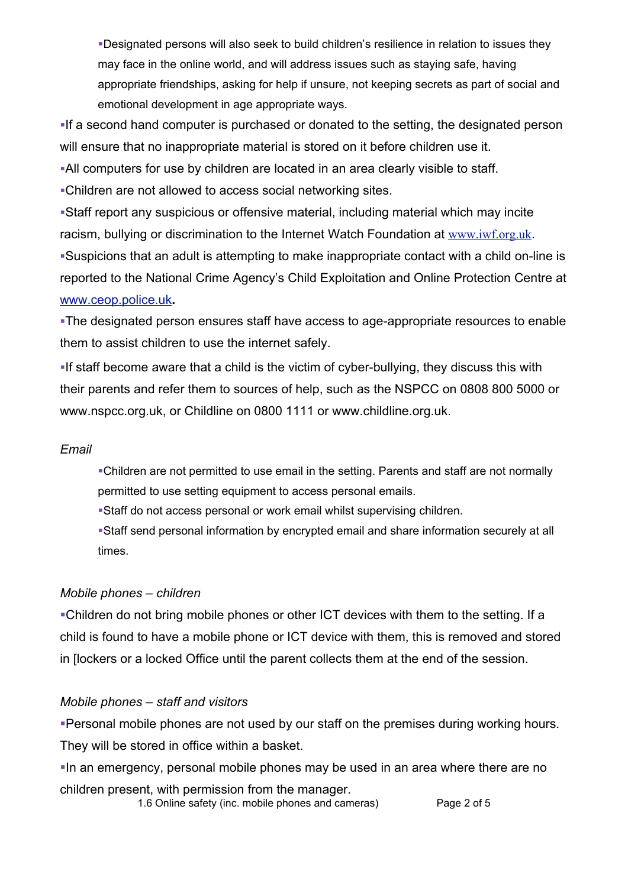- Designated persons will also seek to build children's resilience in relation to issues they may face in the online world, and will address issues such as staying safe, having appropriate friendships, asking for help if unsure, not keeping secrets as part of social and emotional development in age appropriate ways.

- If a second hand computer is purchased or donated to the setting, the designated person will ensure that no inappropriate material is stored on it before children use it.
- All computers for use by children are located in an area clearly visible to staff.
- Children are not allowed to access social networking sites.
- Staff report any suspicious or offensive material, including material which may incite racism, bullying or discrimination to the Internet Watch Foundation at www.iwf.org.uk.
- Suspicions that an adult is attempting to make inappropriate contact with a child on-line is reported to the National Crime Agency's Child Exploitation and Online Protection Centre at www.ceop.police.uk.
- The designated person ensures staff have access to age-appropriate resources to enable them to assist children to use the internet safely.
- If staff become aware that a child is the victim of cyber-bullying, they discuss this with their parents and refer them to sources of help, such as the NSPCC on 0808 800 5000 or www.nspcc.org.uk, or Childline on 0800 1111 or www.childline.org.uk.

*Email*

- Children are not permitted to use email in the setting. Parents and staff are not normally permitted to use setting equipment to access personal emails.
- Staff do not access personal or work email whilst supervising children.
- Staff send personal information by encrypted email and share information securely at all times.

*Mobile phones – children*

- Children do not bring mobile phones or other ICT devices with them to the setting. If a child is found to have a mobile phone or ICT device with them, this is removed and stored in [lockers or a locked Office until the parent collects them at the end of the session.

*Mobile phones – staff and visitors*

- Personal mobile phones are not used by our staff on the premises during working hours. They will be stored in office within a basket.
- In an emergency, personal mobile phones may be used in an area where there are no children present, with permission from the manager.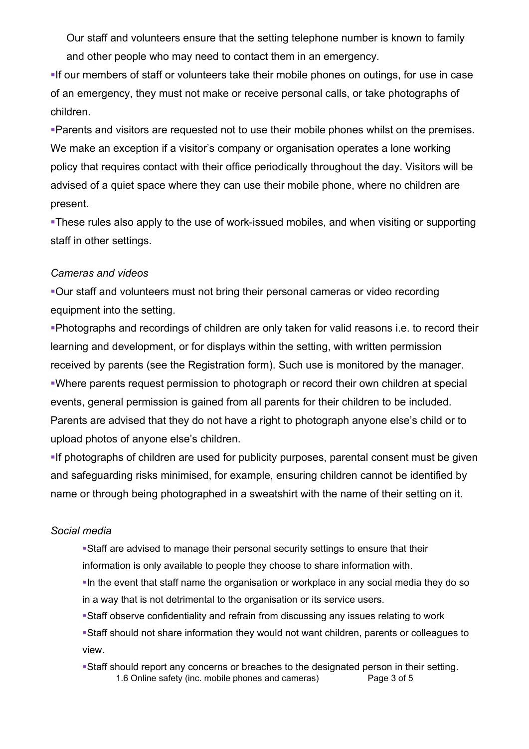Our staff and volunteers ensure that the setting telephone number is known to family and other people who may need to contact them in an emergency.

- If our members of staff or volunteers take their mobile phones on outings, for use in case of an emergency, they must not make or receive personal calls, or take photographs of children.
- Parents and visitors are requested not to use their mobile phones whilst on the premises. We make an exception if a visitor's company or organisation operates a lone working policy that requires contact with their office periodically throughout the day. Visitors will be advised of a quiet space where they can use their mobile phone, where no children are present.
- These rules also apply to the use of work-issued mobiles, and when visiting or supporting staff in other settings.

*Cameras and videos*

- Our staff and volunteers must not bring their personal cameras or video recording equipment into the setting.
- Photographs and recordings of children are only taken for valid reasons i.e. to record their learning and development, or for displays within the setting, with written permission received by parents (see the Registration form). Such use is monitored by the manager.
- Where parents request permission to photograph or record their own children at special events, general permission is gained from all parents for their children to be included. Parents are advised that they do not have a right to photograph anyone else's child or to upload photos of anyone else's children.
- If photographs of children are used for publicity purposes, parental consent must be given and safeguarding risks minimised, for example, ensuring children cannot be identified by name or through being photographed in a sweatshirt with the name of their setting on it.

*Social media*

- Staff are advised to manage their personal security settings to ensure that their information is only available to people they choose to share information with.
- In the event that staff name the organisation or workplace in any social media they do so in a way that is not detrimental to the organisation or its service users.
- Staff observe confidentiality and refrain from discussing any issues relating to work
- Staff should not share information they would not want children, parents or colleagues to view.
- Staff should report any concerns or breaches to the designated person in their setting.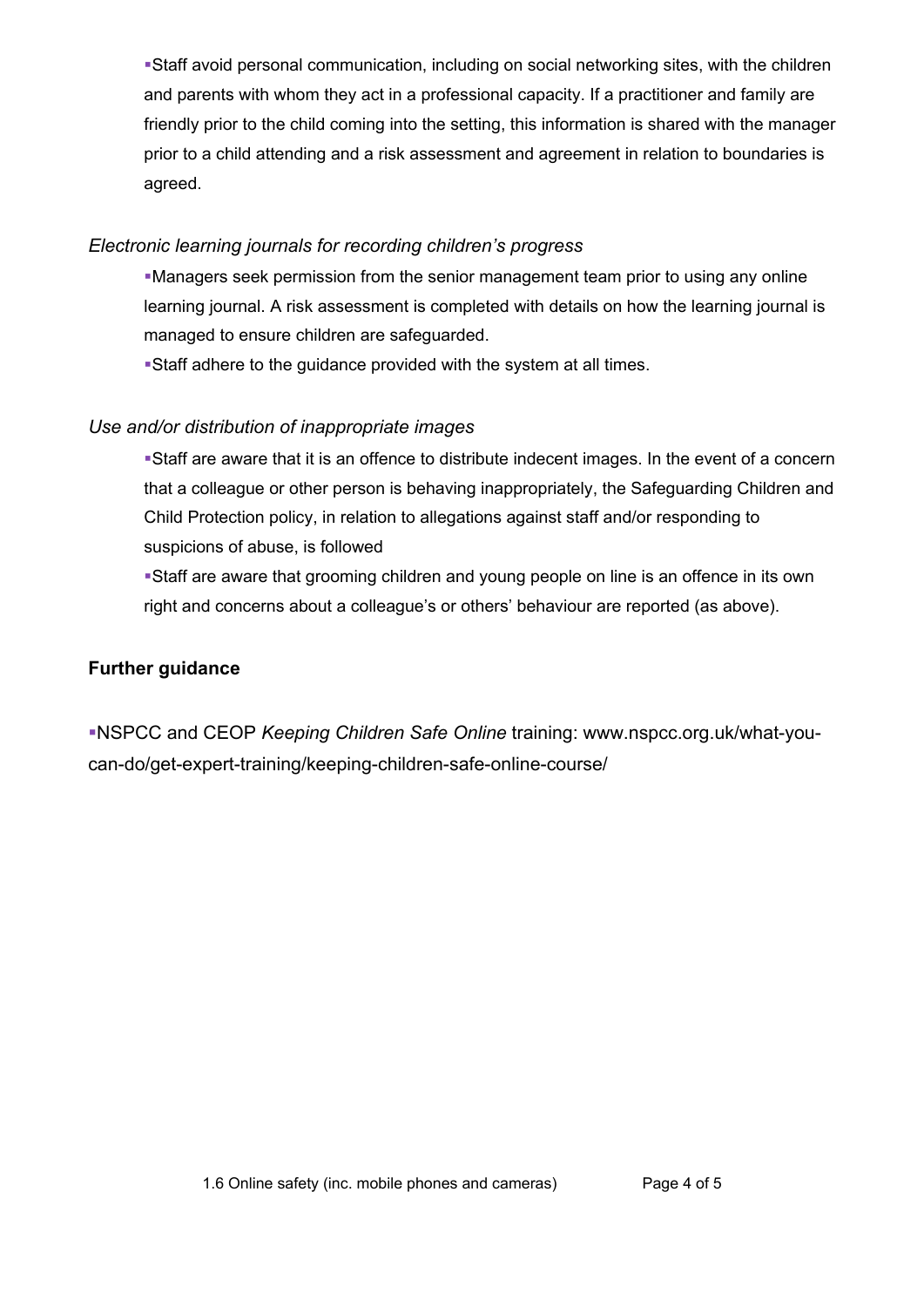- Staff avoid personal communication, including on social networking sites, with the children and parents with whom they act in a professional capacity. If a practitioner and family are friendly prior to the child coming into the setting, this information is shared with the manager prior to a child attending and a risk assessment and agreement in relation to boundaries is agreed.

*Electronic learning journals for recording children's progress*

- Managers seek permission from the senior management team prior to using any online learning journal. A risk assessment is completed with details on how the learning journal is managed to ensure children are safeguarded.
- Staff adhere to the guidance provided with the system at all times.

*Use and/or distribution of inappropriate images*

- Staff are aware that it is an offence to distribute indecent images. In the event of a concern that a colleague or other person is behaving inappropriately, the Safeguarding Children and Child Protection policy, in relation to allegations against staff and/or responding to suspicions of abuse, is followed
- Staff are aware that grooming children and young people on line is an offence in its own right and concerns about a colleague's or others' behaviour are reported (as above).

**Further guidance**

- NSPCC and CEOP *Keeping Children Safe Online* training: www.nspcc.org.uk/what-you-can-do/get-expert-training/keeping-children-safe-online-course/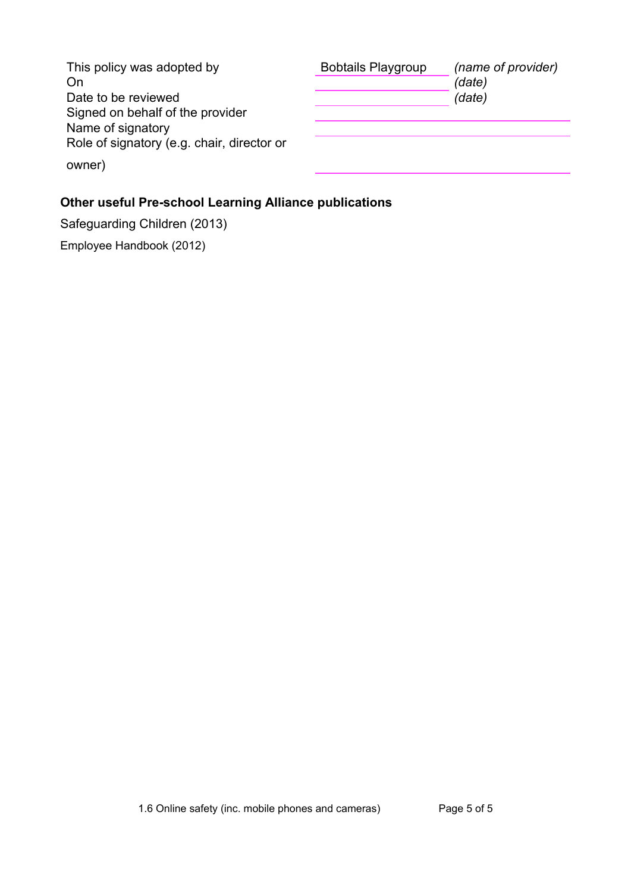| | | |
|---|---|---|
| This policy was adopted by | Bobtails Playgroup | *(name of provider)* |
| On | | *(date)* |
| Date to be reviewed | | *(date)* |
| Signed on behalf of the provider | | |
| Name of signatory | | |
| Role of signatory (e.g. chair, director or owner) | | |

**Other useful Pre-school Learning Alliance publications**

Safeguarding Children (2013)

Employee Handbook (2012)